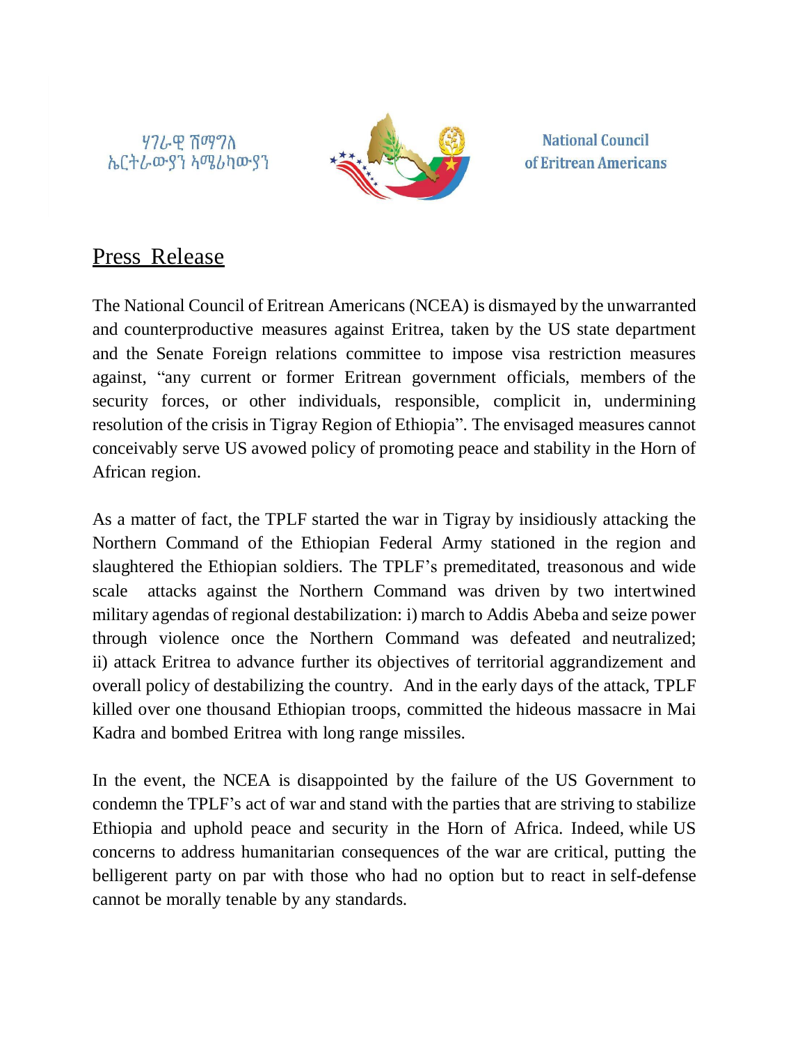ሃገራዊ ሽማግለ
ኤርትራውያን ኣሜሪካውያን

National Council
of Eritrean Americans

# Press Release

The National Council of Eritrean Americans (NCEA) is dismayed by the unwarranted and counterproductive measures against Eritrea, taken by the US state department and the Senate Foreign relations committee to impose visa restriction measures against, "any current or former Eritrean government officials, members of the security forces, or other individuals, responsible, complicit in, undermining resolution of the crisis in Tigray Region of Ethiopia". The envisaged measures cannot conceivably serve US avowed policy of promoting peace and stability in the Horn of African region.

As a matter of fact, the TPLF started the war in Tigray by insidiously attacking the Northern Command of the Ethiopian Federal Army stationed in the region and slaughtered the Ethiopian soldiers. The TPLF's premeditated, treasonous and wide scale attacks against the Northern Command was driven by two intertwined military agendas of regional destabilization: i) march to Addis Abeba and seize power through violence once the Northern Command was defeated and neutralized; ii) attack Eritrea to advance further its objectives of territorial aggrandizement and overall policy of destabilizing the country. And in the early days of the attack, TPLF killed over one thousand Ethiopian troops, committed the hideous massacre in Mai Kadra and bombed Eritrea with long range missiles.

In the event, the NCEA is disappointed by the failure of the US Government to condemn the TPLF's act of war and stand with the parties that are striving to stabilize Ethiopia and uphold peace and security in the Horn of Africa. Indeed, while US concerns to address humanitarian consequences of the war are critical, putting the belligerent party on par with those who had no option but to react in self-defense cannot be morally tenable by any standards.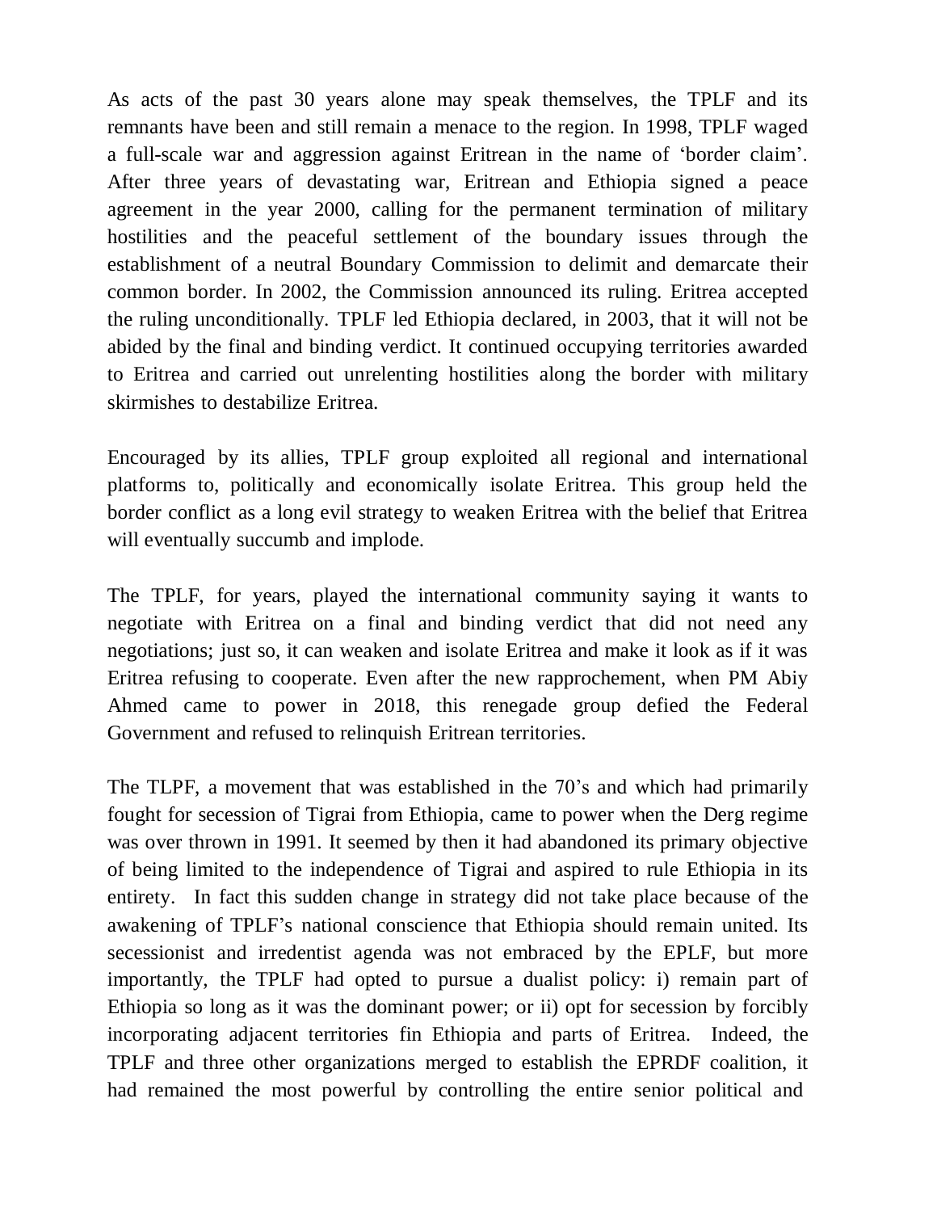As acts of the past 30 years alone may speak themselves, the TPLF and its remnants have been and still remain a menace to the region. In 1998, TPLF waged a full-scale war and aggression against Eritrean in the name of 'border claim'. After three years of devastating war, Eritrean and Ethiopia signed a peace agreement in the year 2000, calling for the permanent termination of military hostilities and the peaceful settlement of the boundary issues through the establishment of a neutral Boundary Commission to delimit and demarcate their common border. In 2002, the Commission announced its ruling. Eritrea accepted the ruling unconditionally. TPLF led Ethiopia declared, in 2003, that it will not be abided by the final and binding verdict. It continued occupying territories awarded to Eritrea and carried out unrelenting hostilities along the border with military skirmishes to destabilize Eritrea.

Encouraged by its allies, TPLF group exploited all regional and international platforms to, politically and economically isolate Eritrea. This group held the border conflict as a long evil strategy to weaken Eritrea with the belief that Eritrea will eventually succumb and implode.

The TPLF, for years, played the international community saying it wants to negotiate with Eritrea on a final and binding verdict that did not need any negotiations; just so, it can weaken and isolate Eritrea and make it look as if it was Eritrea refusing to cooperate. Even after the new rapprochement, when PM Abiy Ahmed came to power in 2018, this renegade group defied the Federal Government and refused to relinquish Eritrean territories.

The TLPF, a movement that was established in the 70's and which had primarily fought for secession of Tigrai from Ethiopia, came to power when the Derg regime was over thrown in 1991. It seemed by then it had abandoned its primary objective of being limited to the independence of Tigrai and aspired to rule Ethiopia in its entirety. In fact this sudden change in strategy did not take place because of the awakening of TPLF's national conscience that Ethiopia should remain united. Its secessionist and irredentist agenda was not embraced by the EPLF, but more importantly, the TPLF had opted to pursue a dualist policy: i) remain part of Ethiopia so long as it was the dominant power; or ii) opt for secession by forcibly incorporating adjacent territories fin Ethiopia and parts of Eritrea. Indeed, the TPLF and three other organizations merged to establish the EPRDF coalition, it had remained the most powerful by controlling the entire senior political and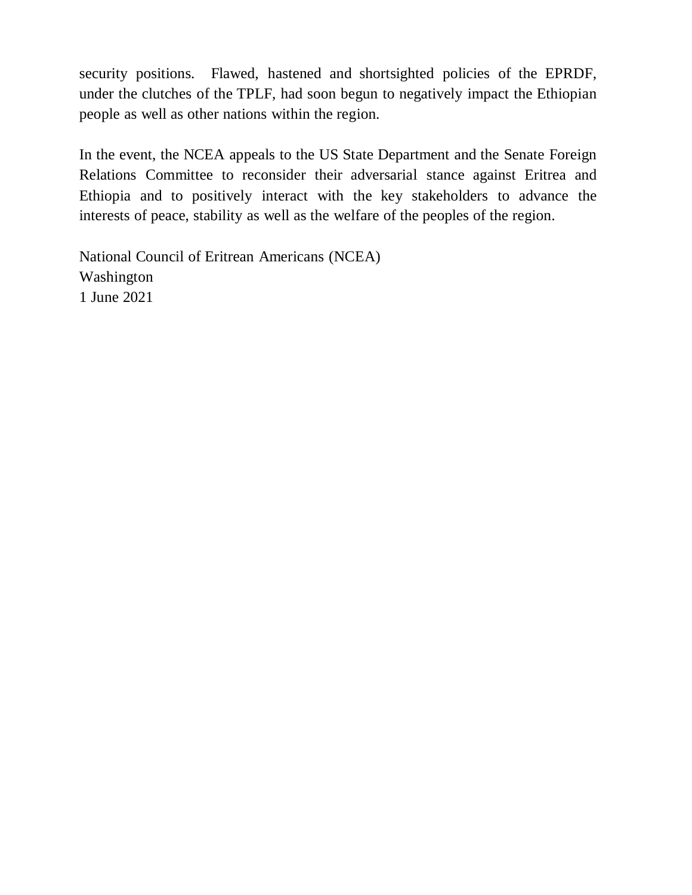security positions. Flawed, hastened and shortsighted policies of the EPRDF, under the clutches of the TPLF, had soon begun to negatively impact the Ethiopian people as well as other nations within the region.

In the event, the NCEA appeals to the US State Department and the Senate Foreign Relations Committee to reconsider their adversarial stance against Eritrea and Ethiopia and to positively interact with the key stakeholders to advance the interests of peace, stability as well as the welfare of the peoples of the region.

National Council of Eritrean Americans (NCEA)  
Washington  
1 June 2021